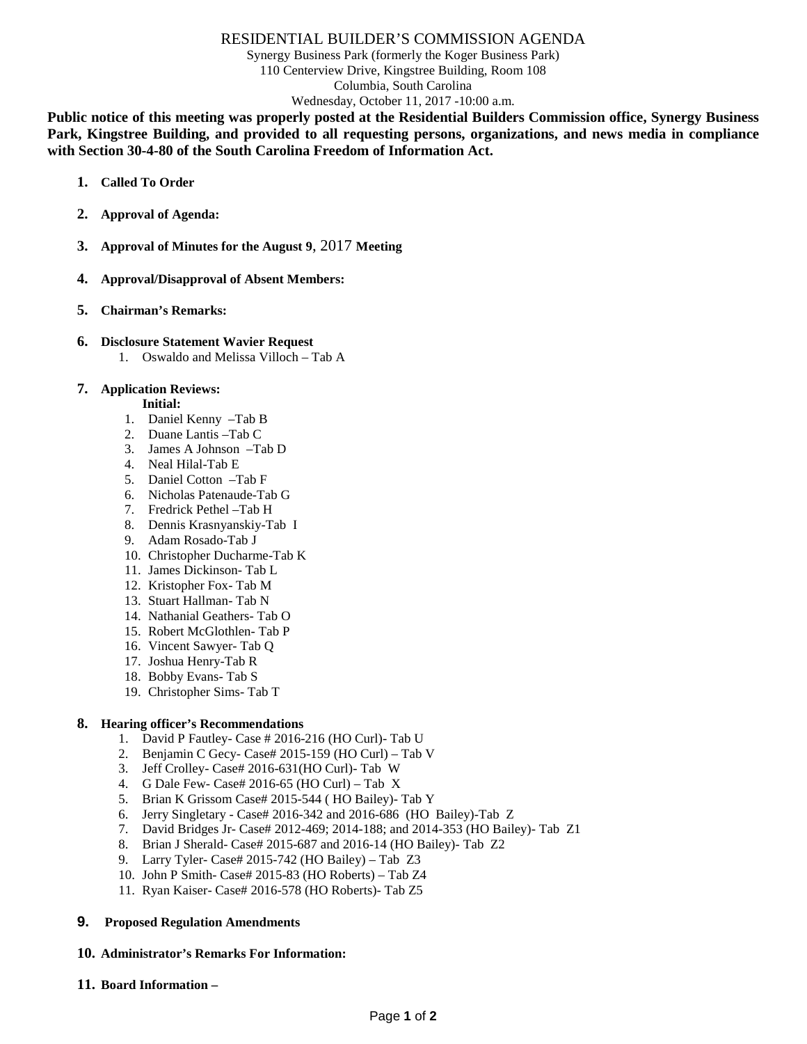# RESIDENTIAL BUILDER'S COMMISSION AGENDA

Synergy Business Park (formerly the Koger Business Park)
110 Centerview Drive, Kingstree Building, Room 108
Columbia, South Carolina
Wednesday, October 11, 2017 -10:00 a.m.

**Public notice of this meeting was properly posted at the Residential Builders Commission office, Synergy Business Park, Kingstree Building, and provided to all requesting persons, organizations, and news media in compliance with Section 30-4-80 of the South Carolina Freedom of Information Act.**

1. **Called To Order**

2. **Approval of Agenda:**

3. **Approval of Minutes for the August 9, 2017 Meeting**

4. **Approval/Disapproval of Absent Members:**

5. **Chairman's Remarks:**

6. **Disclosure Statement Wavier Request**
   1. Oswaldo and Melissa Villoch – Tab A

7. **Application Reviews:**

   **Initial:**
   1. Daniel Kenny –Tab B
   2. Duane Lantis –Tab C
   3. James A Johnson –Tab D
   4. Neal Hilal-Tab E
   5. Daniel Cotton –Tab F
   6. Nicholas Patenaude-Tab G
   7. Fredrick Pethel –Tab H
   8. Dennis Krasnyanskiy-Tab I
   9. Adam Rosado-Tab J
   10. Christopher Ducharme-Tab K
   11. James Dickinson- Tab L
   12. Kristopher Fox- Tab M
   13. Stuart Hallman- Tab N
   14. Nathanial Geathers- Tab O
   15. Robert McGlothlen- Tab P
   16. Vincent Sawyer- Tab Q
   17. Joshua Henry-Tab R
   18. Bobby Evans- Tab S
   19. Christopher Sims- Tab T

8. **Hearing officer's Recommendations**
   1. David P Fautley- Case # 2016-216 (HO Curl)- Tab U
   2. Benjamin C Gecy- Case# 2015-159 (HO Curl) – Tab V
   3. Jeff Crolley- Case# 2016-631(HO Curl)- Tab W
   4. G Dale Few- Case# 2016-65 (HO Curl) – Tab X
   5. Brian K Grissom Case# 2015-544 ( HO Bailey)- Tab Y
   6. Jerry Singletary - Case# 2016-342 and 2016-686 (HO Bailey)-Tab Z
   7. David Bridges Jr- Case# 2012-469; 2014-188; and 2014-353 (HO Bailey)- Tab Z1
   8. Brian J Sherald- Case# 2015-687 and 2016-14 (HO Bailey)- Tab Z2
   9. Larry Tyler- Case# 2015-742 (HO Bailey) – Tab Z3
   10. John P Smith- Case# 2015-83 (HO Roberts) – Tab Z4
   11. Ryan Kaiser- Case# 2016-578 (HO Roberts)- Tab Z5

9. **Proposed Regulation Amendments**

10. **Administrator's Remarks For Information:**

11. **Board Information –**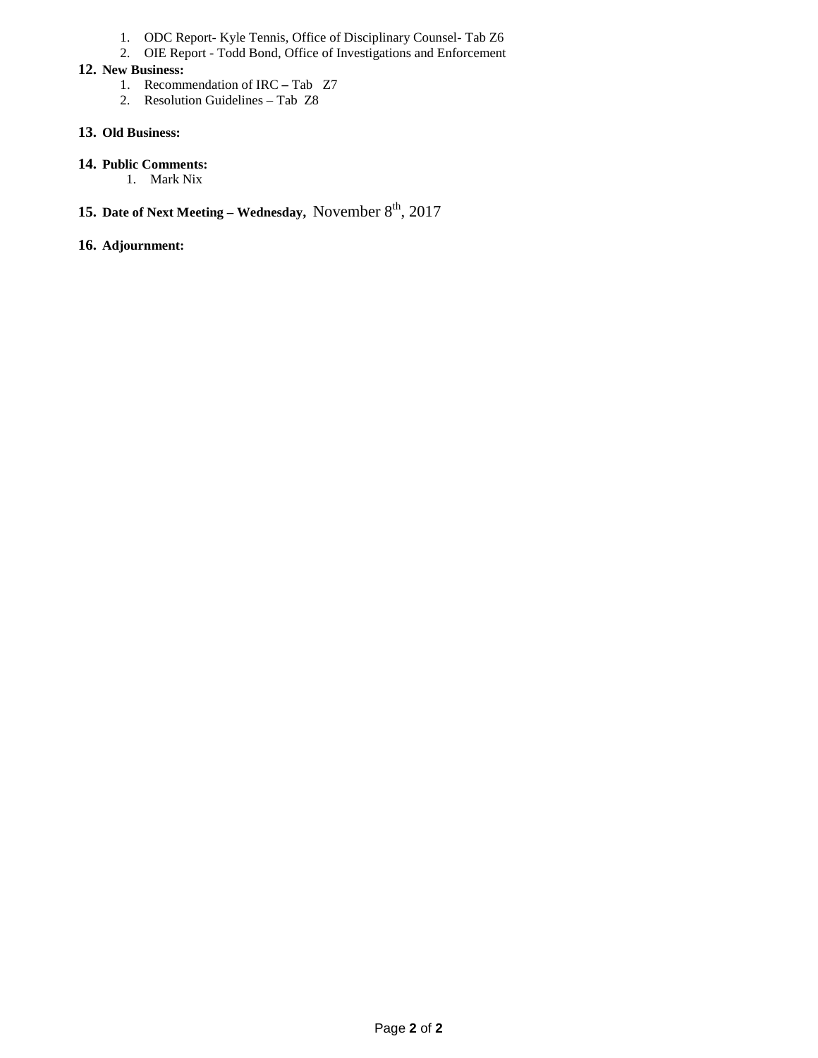1. ODC Report- Kyle Tennis, Office of Disciplinary Counsel- Tab Z6
2. OIE Report - Todd Bond, Office of Investigations and Enforcement

**12. New Business:**

1. Recommendation of IRC – Tab Z7
2. Resolution Guidelines – Tab Z8

**13. Old Business:**

**14. Public Comments:**

1. Mark Nix

**15. Date of Next Meeting – Wednesday,** November 8th, 2017

**16. Adjournment:**